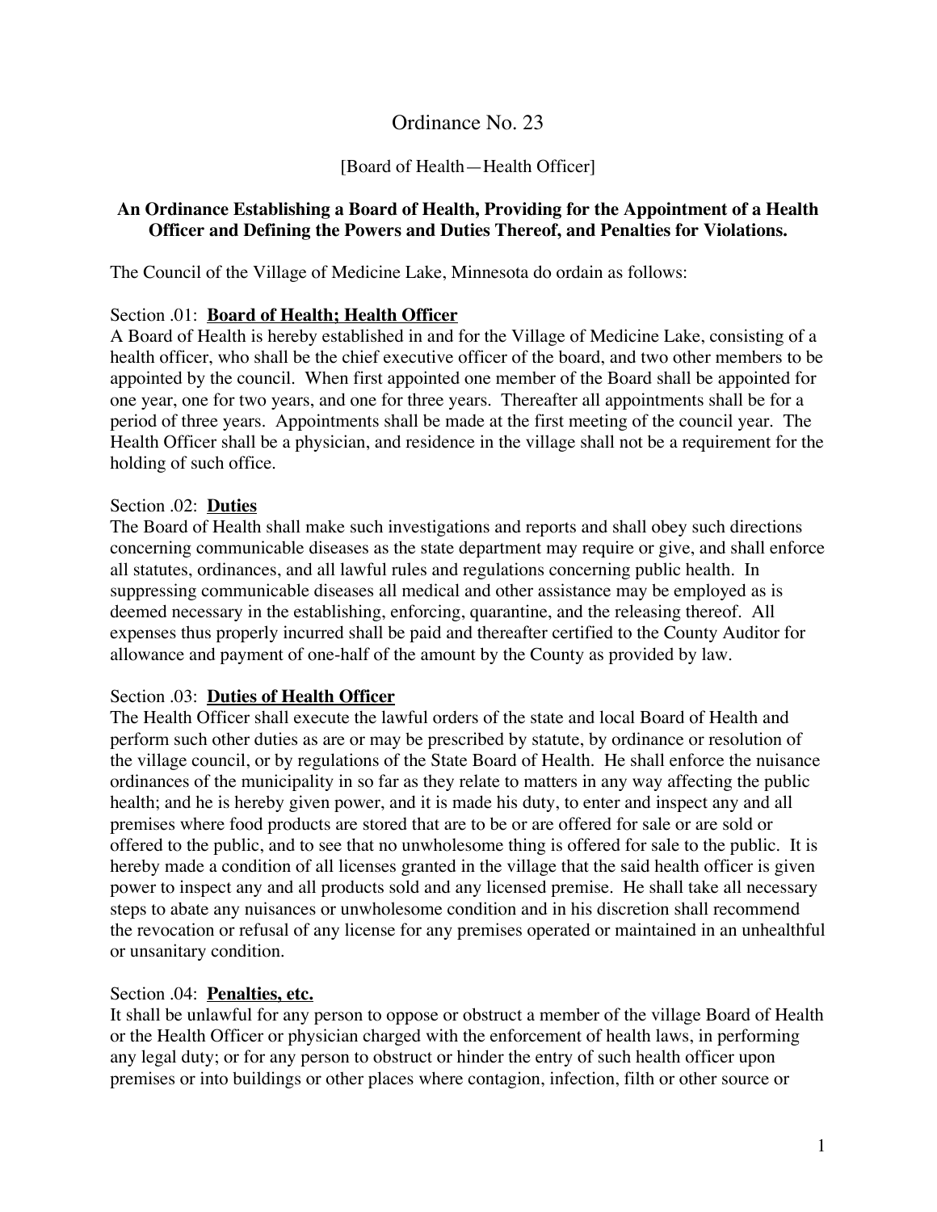# Ordinance No. 23

[Board of Health—Health Officer]

**An Ordinance Establishing a Board of Health, Providing for the Appointment of a Health Officer and Defining the Powers and Duties Thereof, and Penalties for Violations.**

The Council of the Village of Medicine Lake, Minnesota do ordain as follows:

Section .01: **Board of Health; Health Officer**
A Board of Health is hereby established in and for the Village of Medicine Lake, consisting of a health officer, who shall be the chief executive officer of the board, and two other members to be appointed by the council. When first appointed one member of the Board shall be appointed for one year, one for two years, and one for three years. Thereafter all appointments shall be for a period of three years. Appointments shall be made at the first meeting of the council year. The Health Officer shall be a physician, and residence in the village shall not be a requirement for the holding of such office.

Section .02: **Duties**
The Board of Health shall make such investigations and reports and shall obey such directions concerning communicable diseases as the state department may require or give, and shall enforce all statutes, ordinances, and all lawful rules and regulations concerning public health. In suppressing communicable diseases all medical and other assistance may be employed as is deemed necessary in the establishing, enforcing, quarantine, and the releasing thereof. All expenses thus properly incurred shall be paid and thereafter certified to the County Auditor for allowance and payment of one-half of the amount by the County as provided by law.

Section .03: **Duties of Health Officer**
The Health Officer shall execute the lawful orders of the state and local Board of Health and perform such other duties as are or may be prescribed by statute, by ordinance or resolution of the village council, or by regulations of the State Board of Health. He shall enforce the nuisance ordinances of the municipality in so far as they relate to matters in any way affecting the public health; and he is hereby given power, and it is made his duty, to enter and inspect any and all premises where food products are stored that are to be or are offered for sale or are sold or offered to the public, and to see that no unwholesome thing is offered for sale to the public. It is hereby made a condition of all licenses granted in the village that the said health officer is given power to inspect any and all products sold and any licensed premise. He shall take all necessary steps to abate any nuisances or unwholesome condition and in his discretion shall recommend the revocation or refusal of any license for any premises operated or maintained in an unhealthful or unsanitary condition.

Section .04: **Penalties, etc.**
It shall be unlawful for any person to oppose or obstruct a member of the village Board of Health or the Health Officer or physician charged with the enforcement of health laws, in performing any legal duty; or for any person to obstruct or hinder the entry of such health officer upon premises or into buildings or other places where contagion, infection, filth or other source or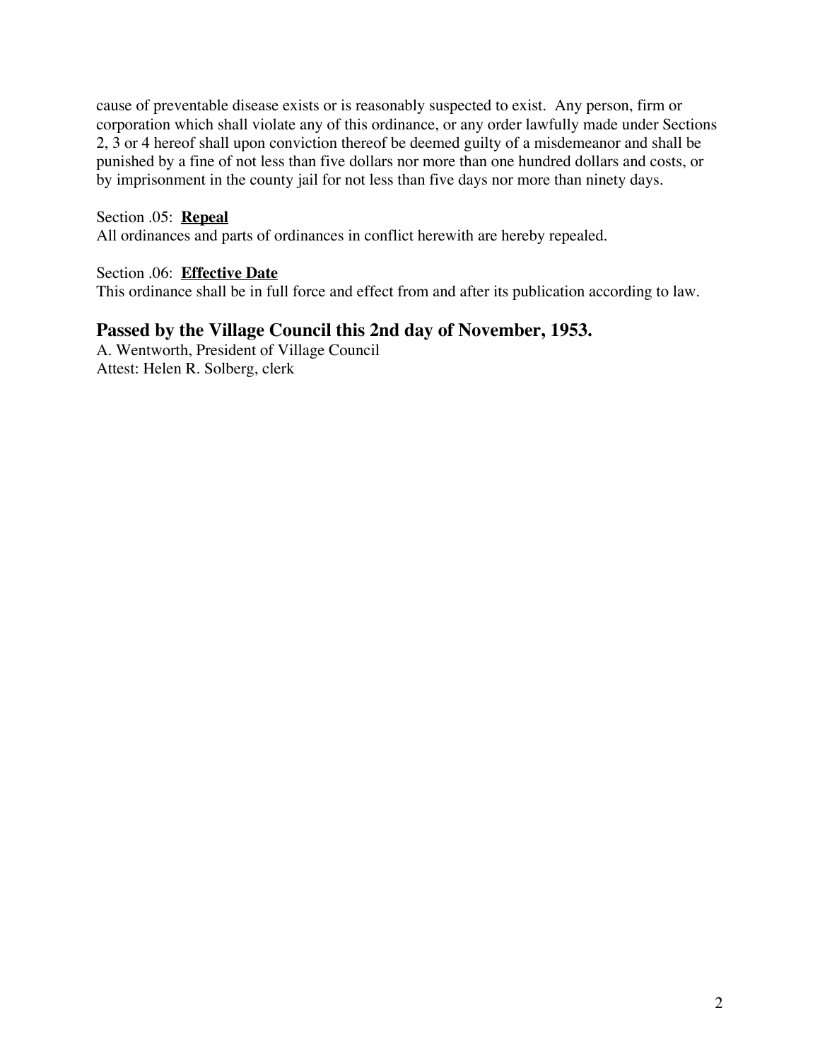cause of preventable disease exists or is reasonably suspected to exist. Any person, firm or corporation which shall violate any of this ordinance, or any order lawfully made under Sections 2, 3 or 4 hereof shall upon conviction thereof be deemed guilty of a misdemeanor and shall be punished by a fine of not less than five dollars nor more than one hundred dollars and costs, or by imprisonment in the county jail for not less than five days nor more than ninety days.

Section .05: **Repeal**
All ordinances and parts of ordinances in conflict herewith are hereby repealed.

Section .06: **Effective Date**
This ordinance shall be in full force and effect from and after its publication according to law.

## Passed by the Village Council this 2nd day of November, 1953.

A. Wentworth, President of Village Council
Attest: Helen R. Solberg, clerk